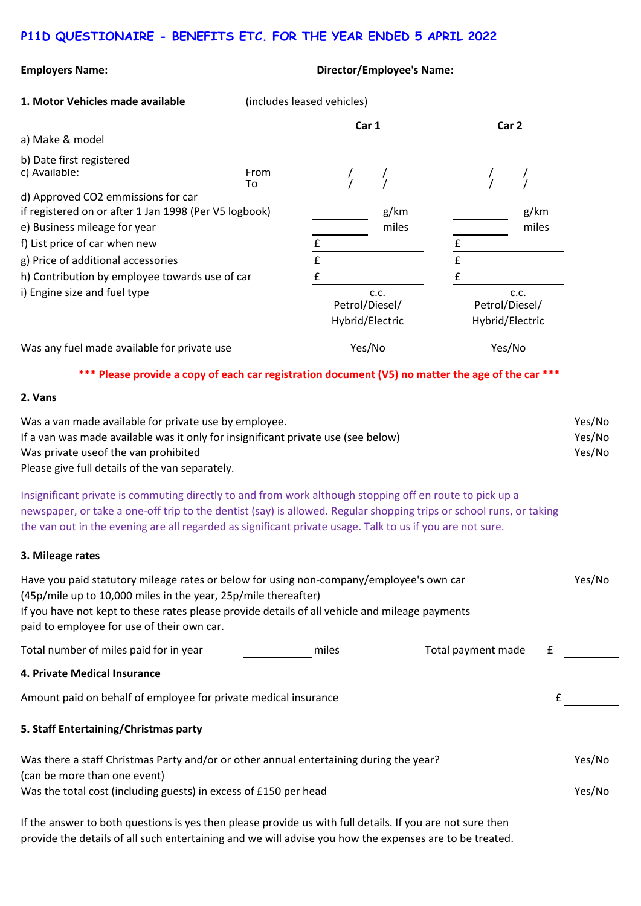# P11D QUESTIONAIRE - BENEFITS ETC. FOR THE YEAR ENDED 5 APRIL 2022

**Employers Name:** **Director/Employee's Name:**

## 1. Motor Vehicles made available

(includes leased vehicles)

| | | Car 1 | Car 2 |
|---|---|---|---|
| a) Make & model | | | |
| b) Date first registered | | / / | / / |
| c) Available: | From | / / | / / |
| | To | / / | / / |
| d) Approved $CO_2$ emmissions for car if registered on or after 1 Jan 1998 (Per V5 logbook) | | g/km | g/km |
| e) Business mileage for year | | miles | miles |
| f) List price of car when new | | £ | £ |
| g) Price of additional accessories | | £ | £ |
| h) Contribution by employee towards use of car | | £ | £ |
| i) Engine size and fuel type | | c.c. Petrol/Diesel/ Hybrid/Electric | c.c. Petrol/Diesel/ Hybrid/Electric |
| Was any fuel made available for private use | | Yes/No | Yes/No |

*** Please provide a copy of each car registration document (V5) no matter the age of the car ***

## 2. Vans

Was a van made available for private use by employee. Yes/No

If a van was made available was it only for insignificant private use (see below) Yes/No

Was private useof the van prohibited Yes/No

Please give full details of the van separately.

Insignificant private is commuting directly to and from work although stopping off en route to pick up a newspaper, or take a one-off trip to the dentist (say) is allowed. Regular shopping trips or school runs, or taking the van out in the evening are all regarded as significant private usage. Talk to us if you are not sure.

## 3. Mileage rates

Have you paid statutory mileage rates or below for using non-company/employee's own car (45p/mile up to 10,000 miles in the year, 25p/mile thereafter) Yes/No

If you have not kept to these rates please provide details of all vehicle and mileage payments paid to employee for use of their own car.

Total number of miles paid for in year ____________ miles Total payment made £ ____________

## 4. Private Medical Insurance

Amount paid on behalf of employee for private medical insurance £ ____________

## 5. Staff Entertaining/Christmas party

Was there a staff Christmas Party and/or or other annual entertaining during the year? (can be more than one event) Yes/No

Was the total cost (including guests) in excess of £150 per head Yes/No

If the answer to both questions is yes then please provide us with full details. If you are not sure then provide the details of all such entertaining and we will advise you how the expenses are to be treated.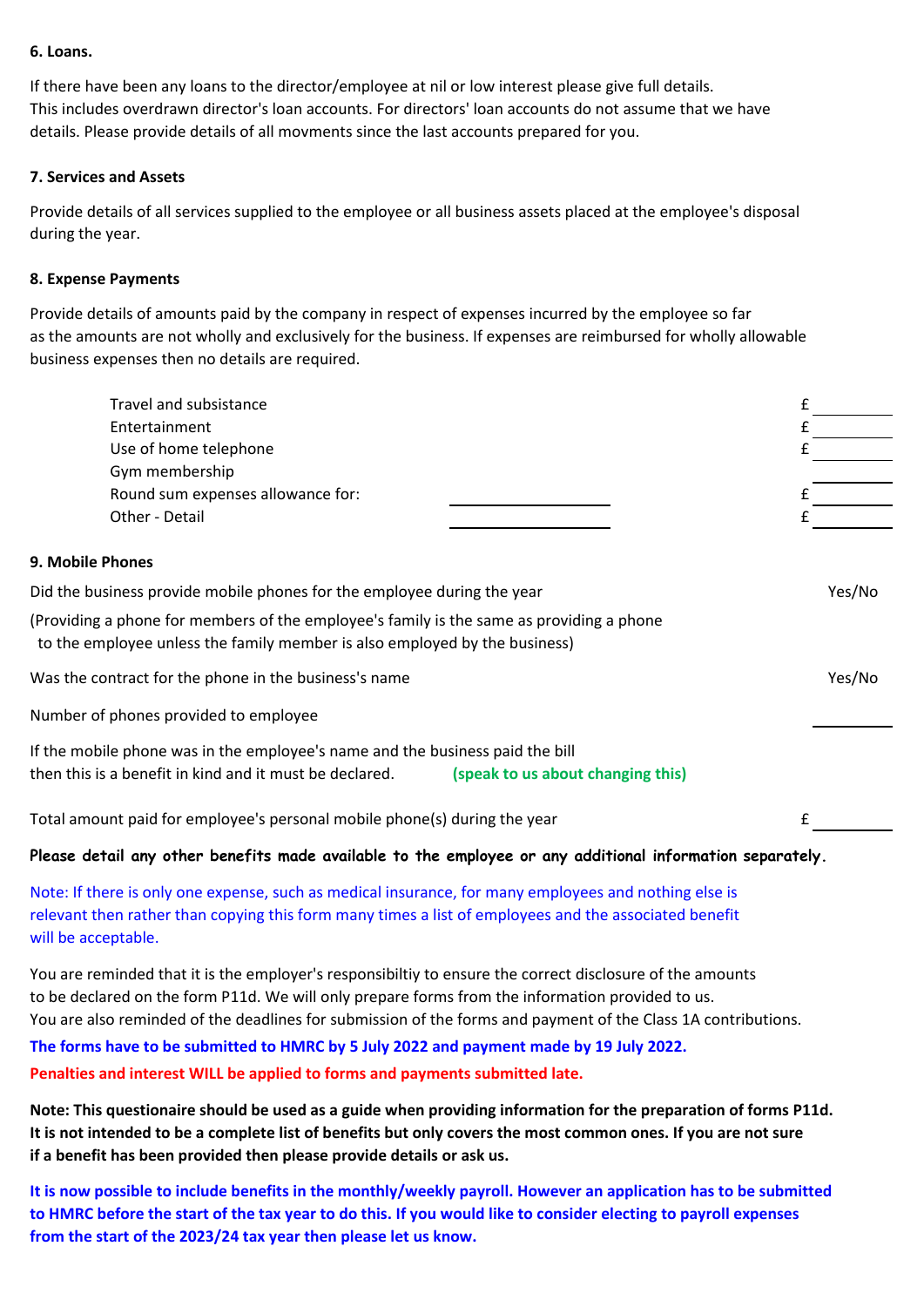**6. Loans.**

If there have been any loans to the director/employee at nil or low interest please give full details.
This includes overdrawn director's loan accounts. For directors' loan accounts do not assume that we have details. Please provide details of all movments since the last accounts prepared for you.

**7. Services and Assets**

Provide details of all services supplied to the employee or all business assets placed at the employee's disposal during the year.

**8. Expense Payments**

Provide details of amounts paid by the company in respect of expenses incurred by the employee so far as the amounts are not wholly and exclusively for the business. If expenses are reimbursed for wholly allowable business expenses then no details are required.

| | | |
|---|---|---|
| Travel and subsistance | | £ ________ |
| Entertainment | | £ ________ |
| Use of home telephone | | £ ________ |
| Gym membership | | ________ |
| Round sum expenses allowance for: | ________ | £ ________ |
| Other - Detail | ________ | £ ________ |

**9. Mobile Phones**

Did the business provide mobile phones for the employee during the year — Yes/No

(Providing a phone for members of the employee's family is the same as providing a phone to the employee unless the family member is also employed by the business)

Was the contract for the phone in the business's name — Yes/No

Number of phones provided to employee ________

If the mobile phone was in the employee's name and the business paid the bill then this is a benefit in kind and it must be declared. **(speak to us about changing this)**

Total amount paid for employee's personal mobile phone(s) during the year £ ________

**Please detail any other benefits made available to the employee or any additional information separately.**

Note: If there is only one expense, such as medical insurance, for many employees and nothing else is relevant then rather than copying this form many times a list of employees and the associated benefit will be acceptable.

You are reminded that it is the employer's responsibiltiy to ensure the correct disclosure of the amounts to be declared on the form P11d. We will only prepare forms from the information provided to us.
You are also reminded of the deadlines for submission of the forms and payment of the Class 1A contributions.

**The forms have to be submitted to HMRC by 5 July 2022 and payment made by 19 July 2022.**

**Penalties and interest WILL be applied to forms and payments submitted late.**

**Note: This questionaire should be used as a guide when providing information for the preparation of forms P11d. It is not intended to be a complete list of benefits but only covers the most common ones. If you are not sure if a benefit has been provided then please provide details or ask us.**

**It is now possible to include benefits in the monthly/weekly payroll. However an application has to be submitted to HMRC before the start of the tax year to do this. If you would like to consider electing to payroll expenses from the start of the 2023/24 tax year then please let us know.**